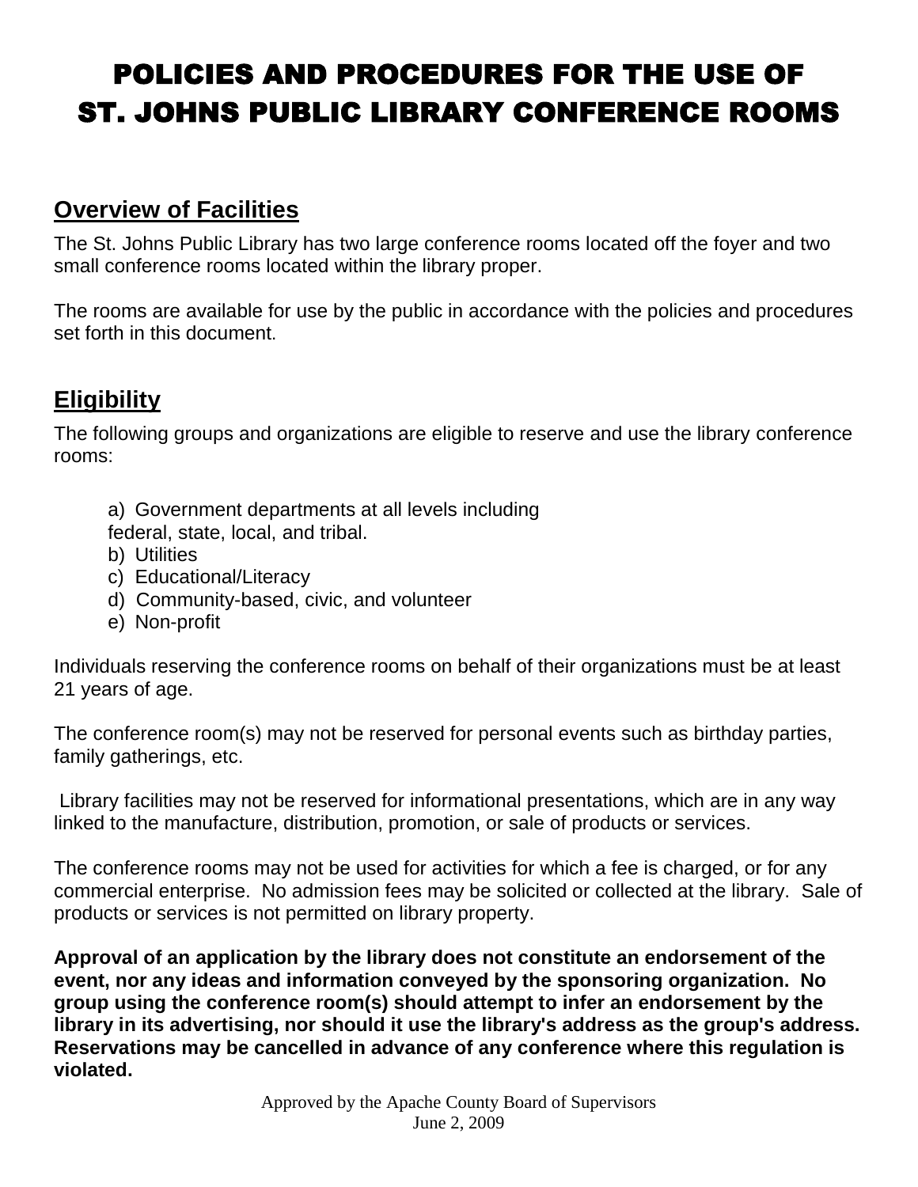# POLICIES AND PROCEDURES FOR THE USE OF ST. JOHNS PUBLIC LIBRARY CONFERENCE ROOMS

## Overview of Facilities

The St. Johns Public Library has two large conference rooms located off the foyer and two small conference rooms located within the library proper.

The rooms are available for use by the public in accordance with the policies and procedures set forth in this document.

## Eligibility

The following groups and organizations are eligible to reserve and use the library conference rooms:

a) Government departments at all levels including federal, state, local, and tribal.
b) Utilities
c) Educational/Literacy
d) Community-based, civic, and volunteer
e) Non-profit

Individuals reserving the conference rooms on behalf of their organizations must be at least 21 years of age.

The conference room(s) may not be reserved for personal events such as birthday parties, family gatherings, etc.

Library facilities may not be reserved for informational presentations, which are in any way linked to the manufacture, distribution, promotion, or sale of products or services.

The conference rooms may not be used for activities for which a fee is charged, or for any commercial enterprise. No admission fees may be solicited or collected at the library. Sale of products or services is not permitted on library property.

**Approval of an application by the library does not constitute an endorsement of the event, nor any ideas and information conveyed by the sponsoring organization. No group using the conference room(s) should attempt to infer an endorsement by the library in its advertising, nor should it use the library's address as the group's address. Reservations may be cancelled in advance of any conference where this regulation is violated.**

Approved by the Apache County Board of Supervisors
June 2, 2009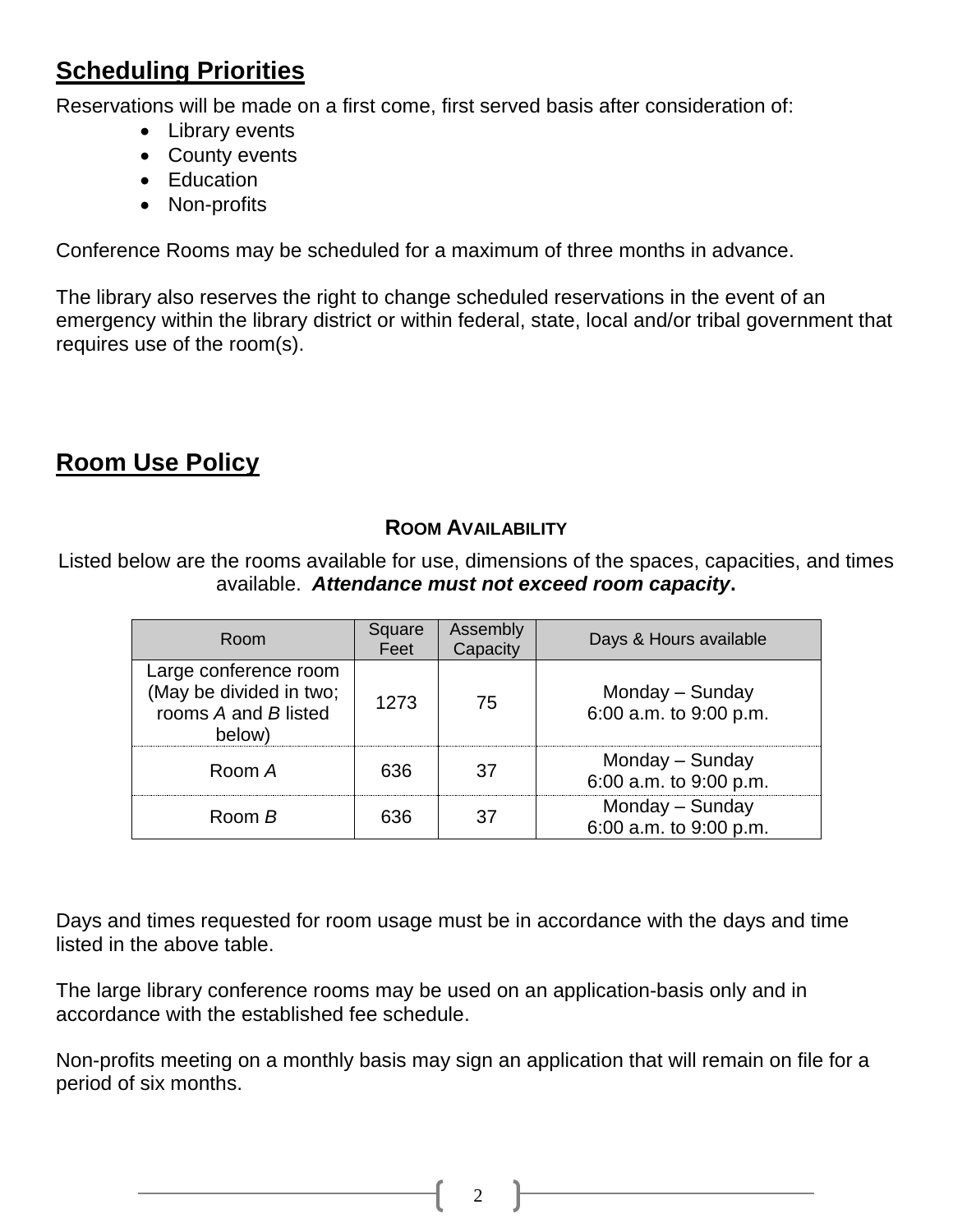## Scheduling Priorities

Reservations will be made on a first come, first served basis after consideration of:

- Library events
- County events
- Education
- Non-profits

Conference Rooms may be scheduled for a maximum of three months in advance.

The library also reserves the right to change scheduled reservations in the event of an emergency within the library district or within federal, state, local and/or tribal government that requires use of the room(s).

## Room Use Policy

### Room Availability

Listed below are the rooms available for use, dimensions of the spaces, capacities, and times available. ***Attendance must not exceed room capacity*.**

| Room | Square Feet | Assembly Capacity | Days & Hours available |
|---|---|---|---|
| Large conference room (May be divided in two; rooms *A* and *B* listed below) | 1273 | 75 | Monday – Sunday 6:00 a.m. to 9:00 p.m. |
| Room *A* | 636 | 37 | Monday – Sunday 6:00 a.m. to 9:00 p.m. |
| Room *B* | 636 | 37 | Monday – Sunday 6:00 a.m. to 9:00 p.m. |

Days and times requested for room usage must be in accordance with the days and time listed in the above table.

The large library conference rooms may be used on an application-basis only and in accordance with the established fee schedule.

Non-profits meeting on a monthly basis may sign an application that will remain on file for a period of six months.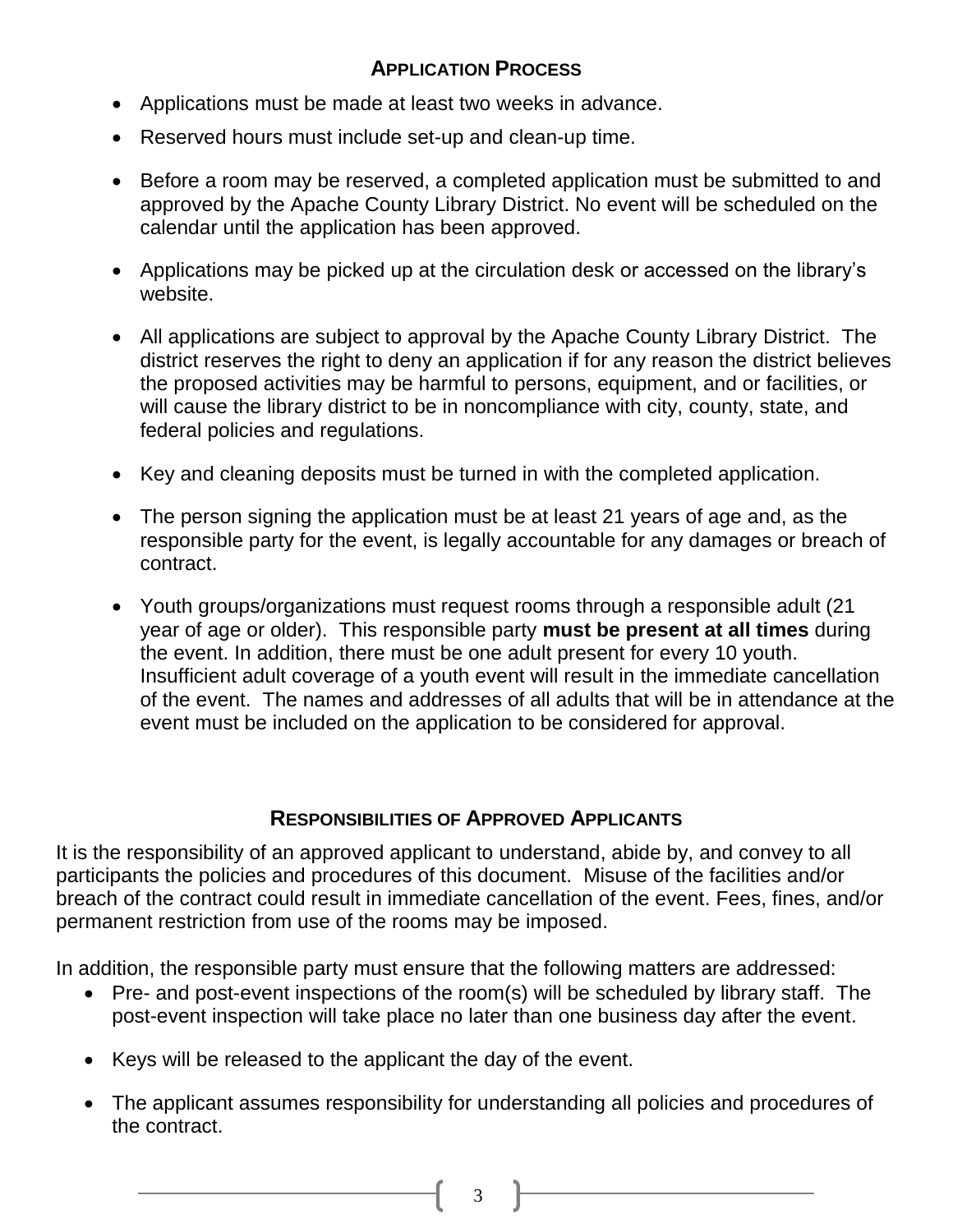## Application Process

- Applications must be made at least two weeks in advance.
- Reserved hours must include set-up and clean-up time.
- Before a room may be reserved, a completed application must be submitted to and approved by the Apache County Library District. No event will be scheduled on the calendar until the application has been approved.
- Applications may be picked up at the circulation desk or accessed on the library's website.
- All applications are subject to approval by the Apache County Library District. The district reserves the right to deny an application if for any reason the district believes the proposed activities may be harmful to persons, equipment, and or facilities, or will cause the library district to be in noncompliance with city, county, state, and federal policies and regulations.
- Key and cleaning deposits must be turned in with the completed application.
- The person signing the application must be at least 21 years of age and, as the responsible party for the event, is legally accountable for any damages or breach of contract.
- Youth groups/organizations must request rooms through a responsible adult (21 year of age or older). This responsible party **must be present at all times** during the event. In addition, there must be one adult present for every 10 youth. Insufficient adult coverage of a youth event will result in the immediate cancellation of the event. The names and addresses of all adults that will be in attendance at the event must be included on the application to be considered for approval.

## Responsibilities of Approved Applicants

It is the responsibility of an approved applicant to understand, abide by, and convey to all participants the policies and procedures of this document. Misuse of the facilities and/or breach of the contract could result in immediate cancellation of the event. Fees, fines, and/or permanent restriction from use of the rooms may be imposed.

In addition, the responsible party must ensure that the following matters are addressed:

- Pre- and post-event inspections of the room(s) will be scheduled by library staff. The post-event inspection will take place no later than one business day after the event.
- Keys will be released to the applicant the day of the event.
- The applicant assumes responsibility for understanding all policies and procedures of the contract.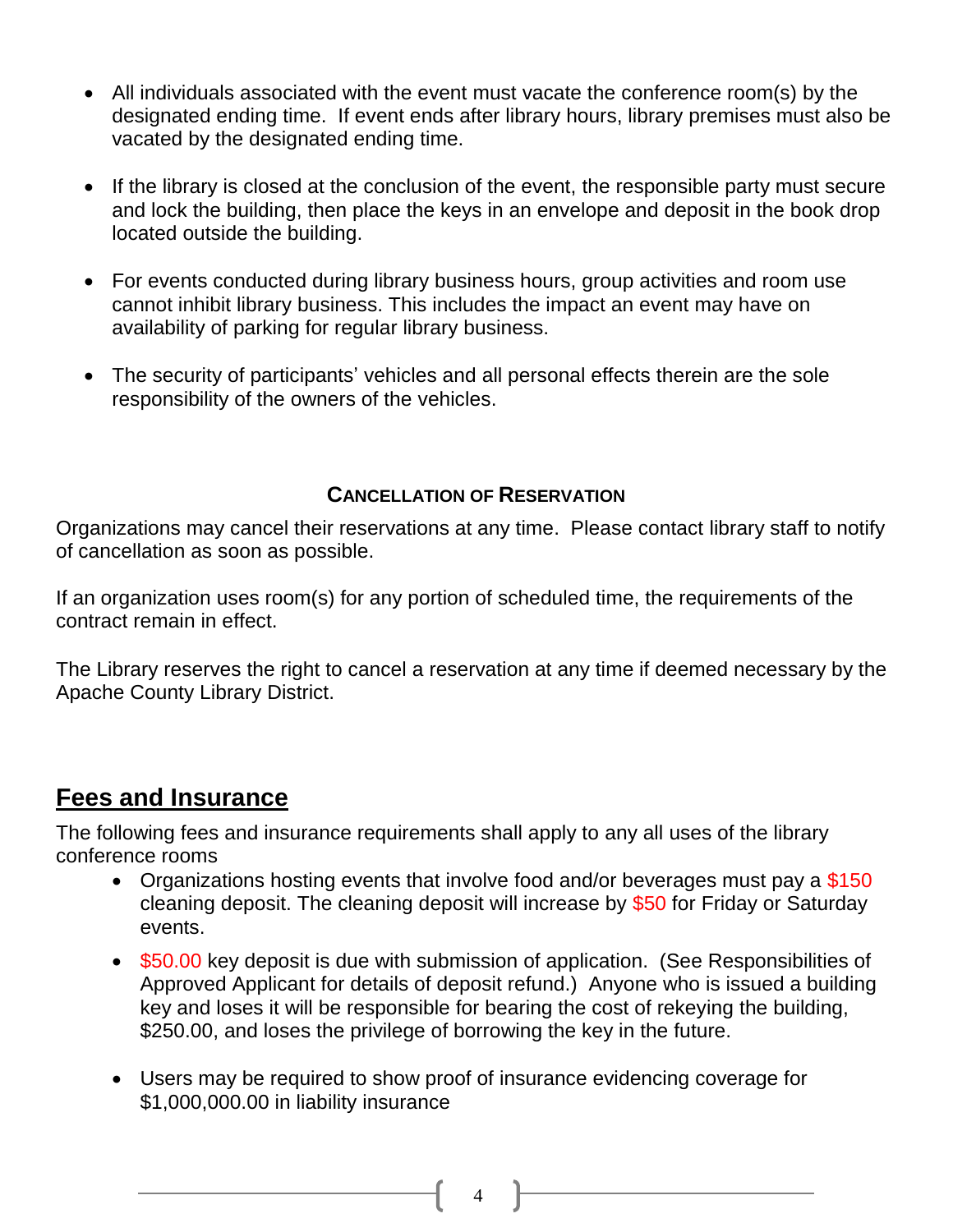- All individuals associated with the event must vacate the conference room(s) by the designated ending time. If event ends after library hours, library premises must also be vacated by the designated ending time.

- If the library is closed at the conclusion of the event, the responsible party must secure and lock the building, then place the keys in an envelope and deposit in the book drop located outside the building.

- For events conducted during library business hours, group activities and room use cannot inhibit library business. This includes the impact an event may have on availability of parking for regular library business.

- The security of participants' vehicles and all personal effects therein are the sole responsibility of the owners of the vehicles.

### CANCELLATION OF RESERVATION

Organizations may cancel their reservations at any time. Please contact library staff to notify of cancellation as soon as possible.

If an organization uses room(s) for any portion of scheduled time, the requirements of the contract remain in effect.

The Library reserves the right to cancel a reservation at any time if deemed necessary by the Apache County Library District.

## Fees and Insurance

The following fees and insurance requirements shall apply to any all uses of the library conference rooms

- Organizations hosting events that involve food and/or beverages must pay a $150 cleaning deposit. The cleaning deposit will increase by $50 for Friday or Saturday events.

- $50.00 key deposit is due with submission of application. (See Responsibilities of Approved Applicant for details of deposit refund.) Anyone who is issued a building key and loses it will be responsible for bearing the cost of rekeying the building, $250.00, and loses the privilege of borrowing the key in the future.

- Users may be required to show proof of insurance evidencing coverage for $1,000,000.00 in liability insurance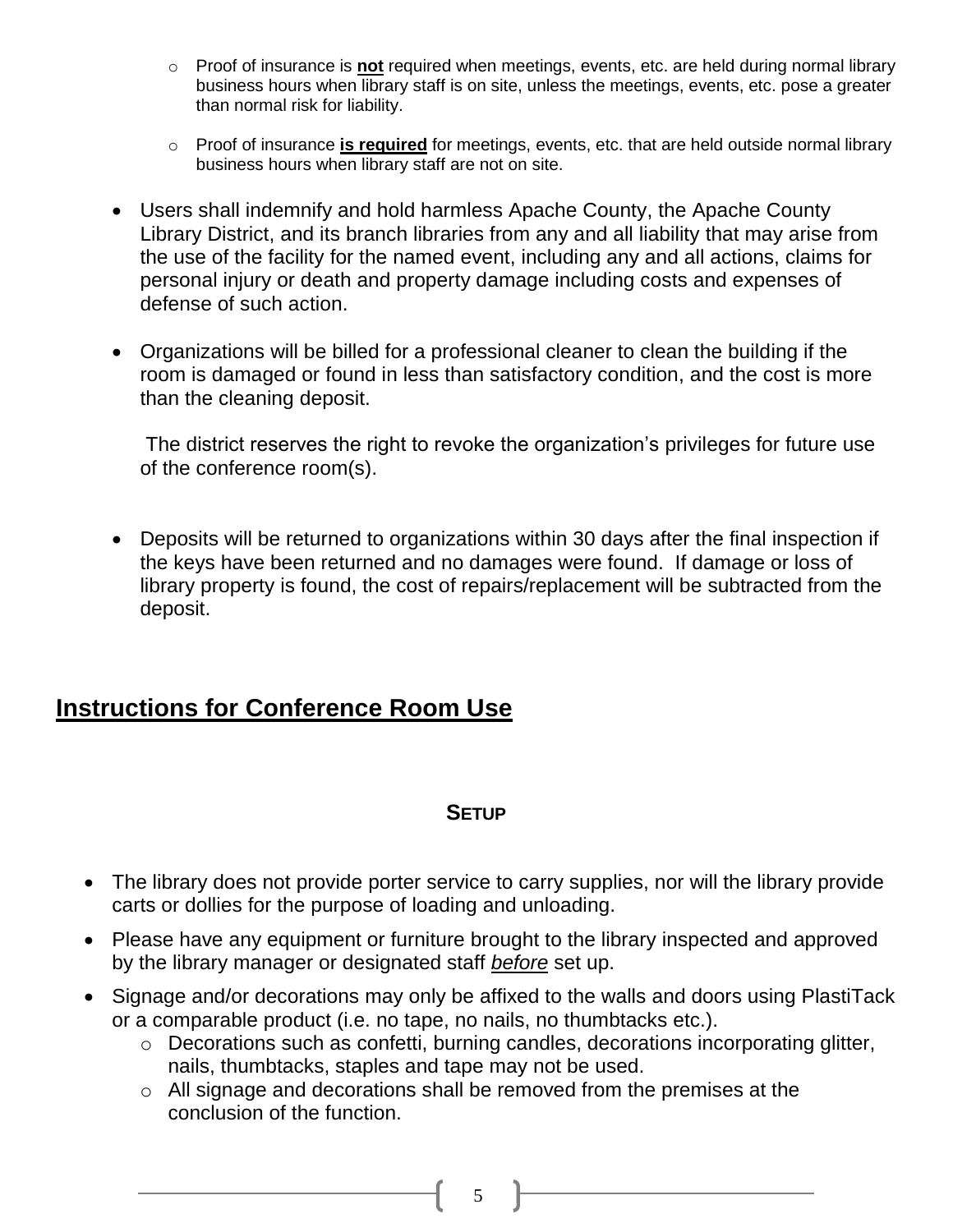- Proof of insurance is **not** required when meetings, events, etc. are held during normal library business hours when library staff is on site, unless the meetings, events, etc. pose a greater than normal risk for liability.

  - Proof of insurance **is required** for meetings, events, etc. that are held outside normal library business hours when library staff are not on site.

- Users shall indemnify and hold harmless Apache County, the Apache County Library District, and its branch libraries from any and all liability that may arise from the use of the facility for the named event, including any and all actions, claims for personal injury or death and property damage including costs and expenses of defense of such action.

- Organizations will be billed for a professional cleaner to clean the building if the room is damaged or found in less than satisfactory condition, and the cost is more than the cleaning deposit.

  The district reserves the right to revoke the organization's privileges for future use of the conference room(s).

- Deposits will be returned to organizations within 30 days after the final inspection if the keys have been returned and no damages were found. If damage or loss of library property is found, the cost of repairs/replacement will be subtracted from the deposit.

## Instructions for Conference Room Use

### Setup

- The library does not provide porter service to carry supplies, nor will the library provide carts or dollies for the purpose of loading and unloading.
- Please have any equipment or furniture brought to the library inspected and approved by the library manager or designated staff ***before*** set up.
- Signage and/or decorations may only be affixed to the walls and doors using PlastiTack or a comparable product (i.e. no tape, no nails, no thumbtacks etc.).
  - Decorations such as confetti, burning candles, decorations incorporating glitter, nails, thumbtacks, staples and tape may not be used.
  - All signage and decorations shall be removed from the premises at the conclusion of the function.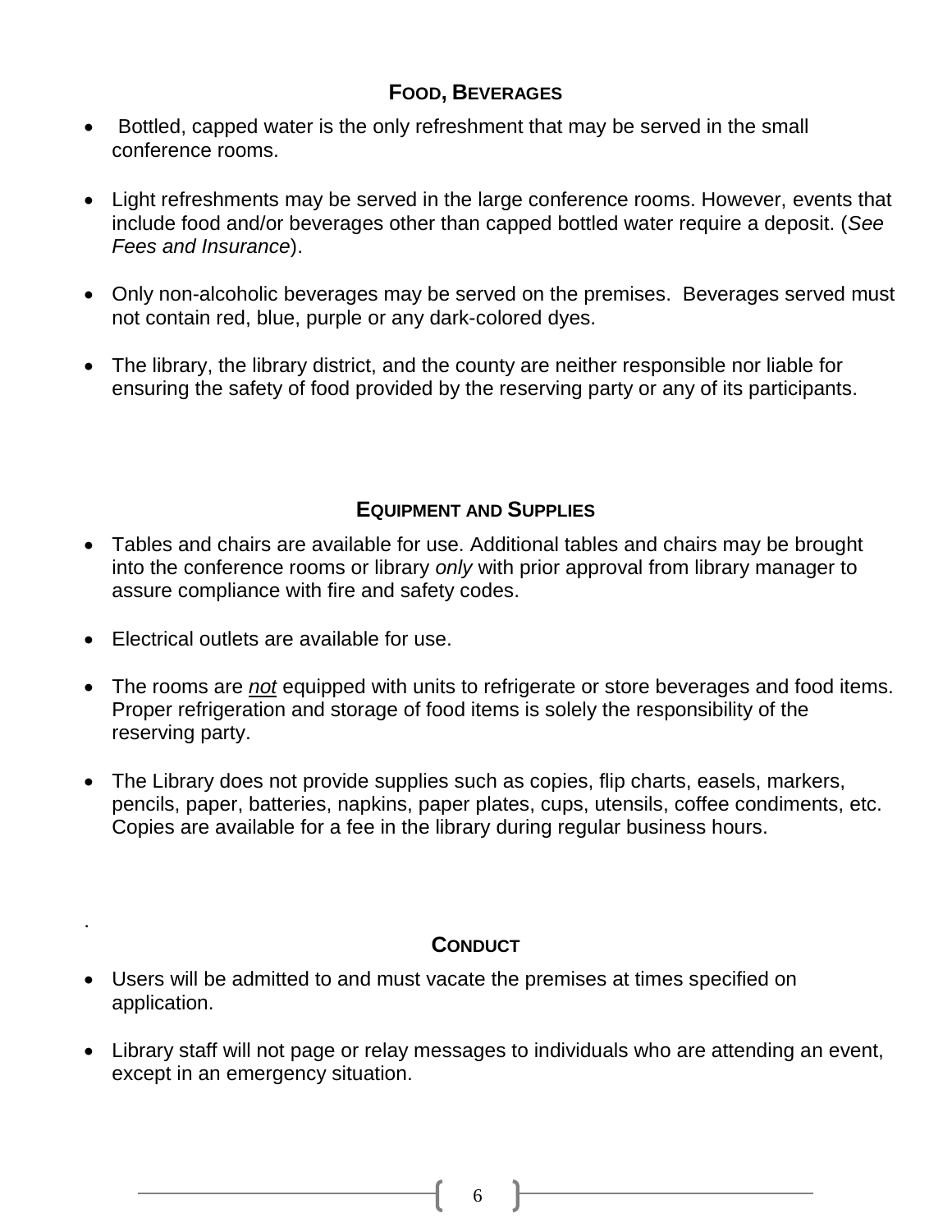## Food, Beverages

- Bottled, capped water is the only refreshment that may be served in the small conference rooms.
- Light refreshments may be served in the large conference rooms. However, events that include food and/or beverages other than capped bottled water require a deposit. (*See Fees and Insurance*).
- Only non-alcoholic beverages may be served on the premises. Beverages served must not contain red, blue, purple or any dark-colored dyes.
- The library, the library district, and the county are neither responsible nor liable for ensuring the safety of food provided by the reserving party or any of its participants.

## Equipment and Supplies

- Tables and chairs are available for use. Additional tables and chairs may be brought into the conference rooms or library *only* with prior approval from library manager to assure compliance with fire and safety codes.
- Electrical outlets are available for use.
- The rooms are ***not*** equipped with units to refrigerate or store beverages and food items. Proper refrigeration and storage of food items is solely the responsibility of the reserving party.
- The Library does not provide supplies such as copies, flip charts, easels, markers, pencils, paper, batteries, napkins, paper plates, cups, utensils, coffee condiments, etc. Copies are available for a fee in the library during regular business hours.

## Conduct

- Users will be admitted to and must vacate the premises at times specified on application.
- Library staff will not page or relay messages to individuals who are attending an event, except in an emergency situation.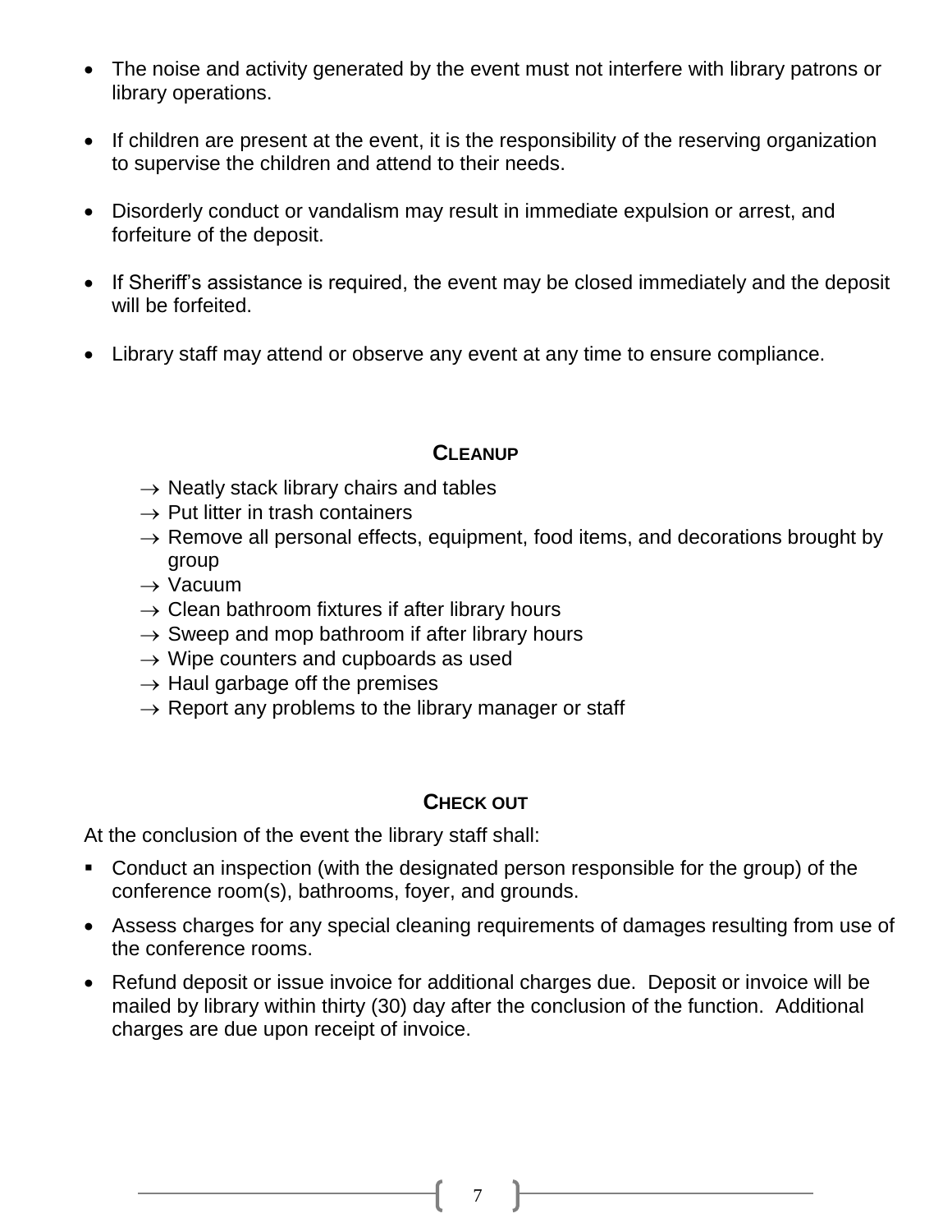- The noise and activity generated by the event must not interfere with library patrons or library operations.

- If children are present at the event, it is the responsibility of the reserving organization to supervise the children and attend to their needs.

- Disorderly conduct or vandalism may result in immediate expulsion or arrest, and forfeiture of the deposit.

- If Sheriff's assistance is required, the event may be closed immediately and the deposit will be forfeited.

- Library staff may attend or observe any event at any time to ensure compliance.

## CLEANUP

- → Neatly stack library chairs and tables
- → Put litter in trash containers
- → Remove all personal effects, equipment, food items, and decorations brought by group
- → Vacuum
- → Clean bathroom fixtures if after library hours
- → Sweep and mop bathroom if after library hours
- → Wipe counters and cupboards as used
- → Haul garbage off the premises
- → Report any problems to the library manager or staff

## CHECK OUT

At the conclusion of the event the library staff shall:

- Conduct an inspection (with the designated person responsible for the group) of the conference room(s), bathrooms, foyer, and grounds.
- Assess charges for any special cleaning requirements of damages resulting from use of the conference rooms.
- Refund deposit or issue invoice for additional charges due. Deposit or invoice will be mailed by library within thirty (30) day after the conclusion of the function. Additional charges are due upon receipt of invoice.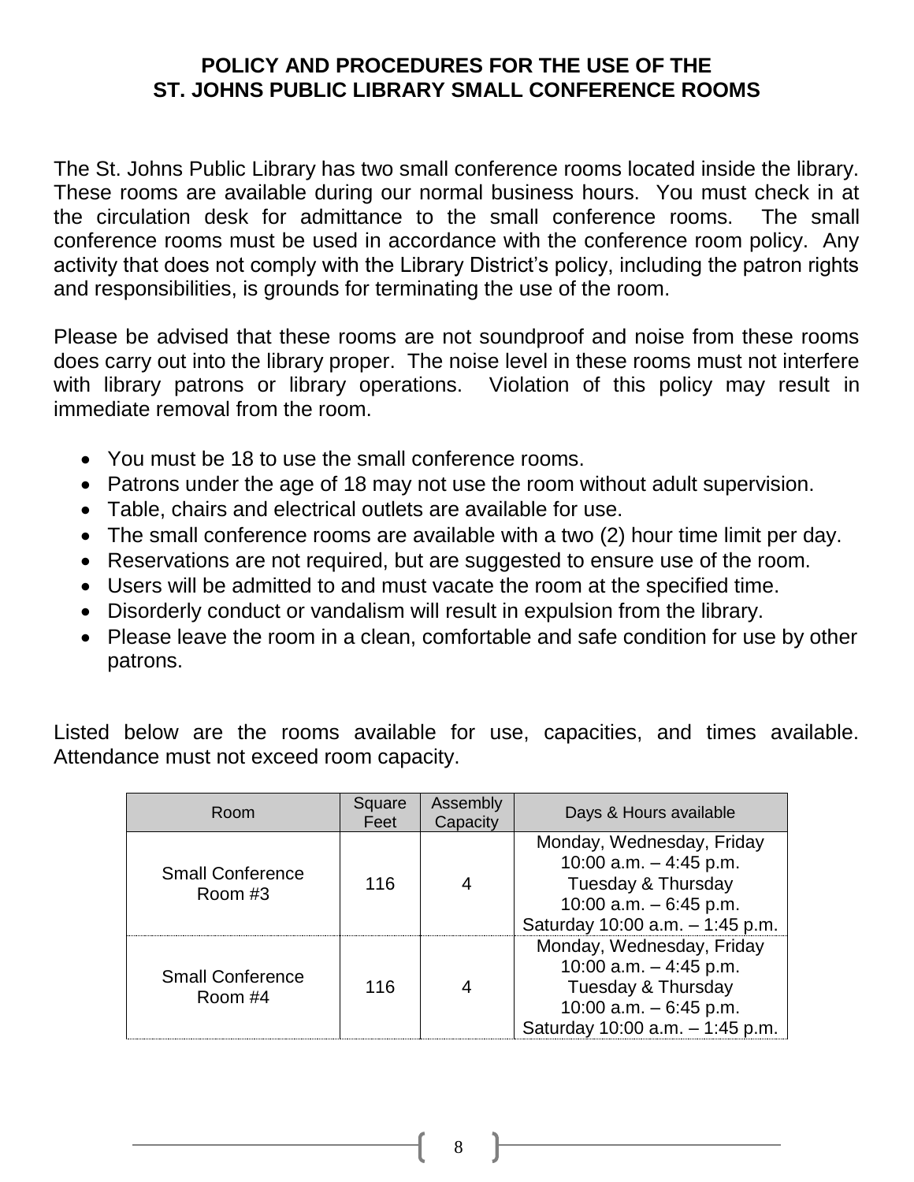# POLICY AND PROCEDURES FOR THE USE OF THE ST. JOHNS PUBLIC LIBRARY SMALL CONFERENCE ROOMS

The St. Johns Public Library has two small conference rooms located inside the library. These rooms are available during our normal business hours. You must check in at the circulation desk for admittance to the small conference rooms. The small conference rooms must be used in accordance with the conference room policy. Any activity that does not comply with the Library District's policy, including the patron rights and responsibilities, is grounds for terminating the use of the room.

Please be advised that these rooms are not soundproof and noise from these rooms does carry out into the library proper. The noise level in these rooms must not interfere with library patrons or library operations. Violation of this policy may result in immediate removal from the room.

- You must be 18 to use the small conference rooms.
- Patrons under the age of 18 may not use the room without adult supervision.
- Table, chairs and electrical outlets are available for use.
- The small conference rooms are available with a two (2) hour time limit per day.
- Reservations are not required, but are suggested to ensure use of the room.
- Users will be admitted to and must vacate the room at the specified time.
- Disorderly conduct or vandalism will result in expulsion from the library.
- Please leave the room in a clean, comfortable and safe condition for use by other patrons.

Listed below are the rooms available for use, capacities, and times available. Attendance must not exceed room capacity.

| Room | Square Feet | Assembly Capacity | Days & Hours available |
|---|---|---|---|
| Small Conference Room #3 | 116 | 4 | Monday, Wednesday, Friday 10:00 a.m. – 4:45 p.m. Tuesday & Thursday 10:00 a.m. – 6:45 p.m. Saturday 10:00 a.m. – 1:45 p.m. |
| Small Conference Room #4 | 116 | 4 | Monday, Wednesday, Friday 10:00 a.m. – 4:45 p.m. Tuesday & Thursday 10:00 a.m. – 6:45 p.m. Saturday 10:00 a.m. – 1:45 p.m. |